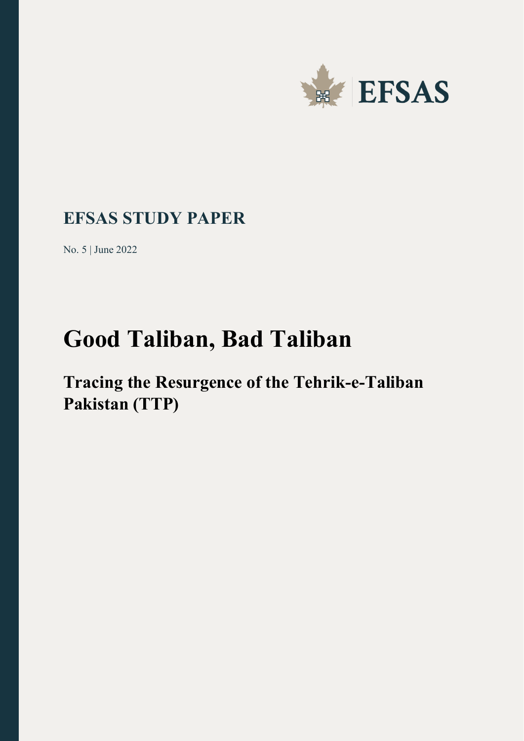EFSAS

## EFSAS STUDY PAPER

No. 5 | June 2022

# Good Taliban, Bad Taliban

## Tracing the Resurgence of the Tehrik-e-Taliban Pakistan (TTP)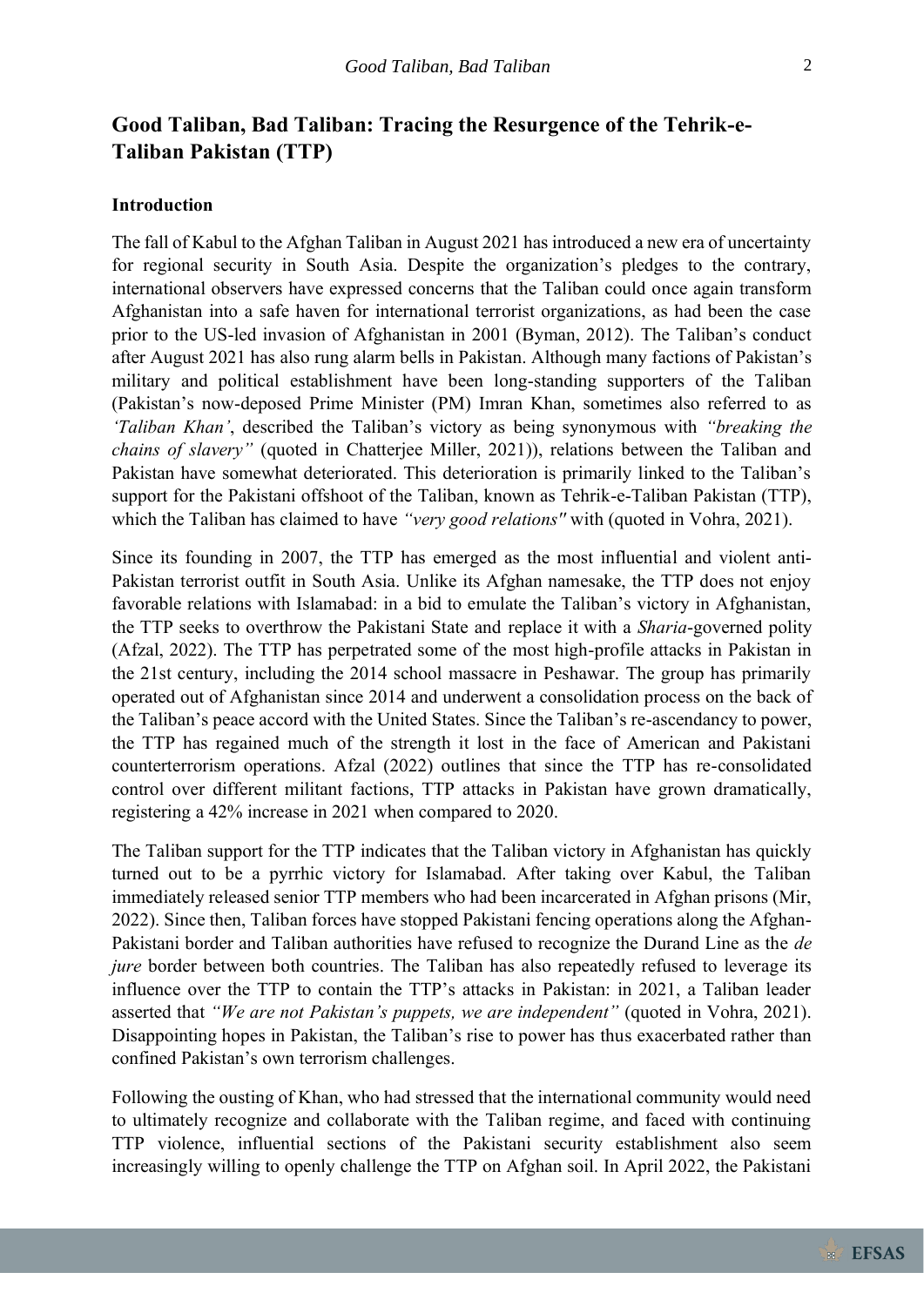## Good Taliban, Bad Taliban: Tracing the Resurgence of the Tehrik-e-Taliban Pakistan (TTP)

### Introduction

The fall of Kabul to the Afghan Taliban in August 2021 has introduced a new era of uncertainty for regional security in South Asia. Despite the organization's pledges to the contrary, international observers have expressed concerns that the Taliban could once again transform Afghanistan into a safe haven for international terrorist organizations, as had been the case prior to the US-led invasion of Afghanistan in 2001 (Byman, 2012). The Taliban's conduct after August 2021 has also rung alarm bells in Pakistan. Although many factions of Pakistan's military and political establishment have been long-standing supporters of the Taliban (Pakistan's now-deposed Prime Minister (PM) Imran Khan, sometimes also referred to as *'Taliban Khan'*, described the Taliban's victory as being synonymous with *"breaking the chains of slavery"* (quoted in Chatterjee Miller, 2021)), relations between the Taliban and Pakistan have somewhat deteriorated. This deterioration is primarily linked to the Taliban's support for the Pakistani offshoot of the Taliban, known as Tehrik-e-Taliban Pakistan (TTP), which the Taliban has claimed to have *"very good relations"* with (quoted in Vohra, 2021).

Since its founding in 2007, the TTP has emerged as the most influential and violent anti-Pakistan terrorist outfit in South Asia. Unlike its Afghan namesake, the TTP does not enjoy favorable relations with Islamabad: in a bid to emulate the Taliban's victory in Afghanistan, the TTP seeks to overthrow the Pakistani State and replace it with a *Sharia*-governed polity (Afzal, 2022). The TTP has perpetrated some of the most high-profile attacks in Pakistan in the 21st century, including the 2014 school massacre in Peshawar. The group has primarily operated out of Afghanistan since 2014 and underwent a consolidation process on the back of the Taliban's peace accord with the United States. Since the Taliban's re-ascendancy to power, the TTP has regained much of the strength it lost in the face of American and Pakistani counterterrorism operations. Afzal (2022) outlines that since the TTP has re-consolidated control over different militant factions, TTP attacks in Pakistan have grown dramatically, registering a 42% increase in 2021 when compared to 2020.

The Taliban support for the TTP indicates that the Taliban victory in Afghanistan has quickly turned out to be a pyrrhic victory for Islamabad. After taking over Kabul, the Taliban immediately released senior TTP members who had been incarcerated in Afghan prisons (Mir, 2022). Since then, Taliban forces have stopped Pakistani fencing operations along the Afghan-Pakistani border and Taliban authorities have refused to recognize the Durand Line as the *de jure* border between both countries. The Taliban has also repeatedly refused to leverage its influence over the TTP to contain the TTP's attacks in Pakistan: in 2021, a Taliban leader asserted that *"We are not Pakistan's puppets, we are independent"* (quoted in Vohra, 2021). Disappointing hopes in Pakistan, the Taliban's rise to power has thus exacerbated rather than confined Pakistan's own terrorism challenges.

Following the ousting of Khan, who had stressed that the international community would need to ultimately recognize and collaborate with the Taliban regime, and faced with continuing TTP violence, influential sections of the Pakistani security establishment also seem increasingly willing to openly challenge the TTP on Afghan soil. In April 2022, the Pakistani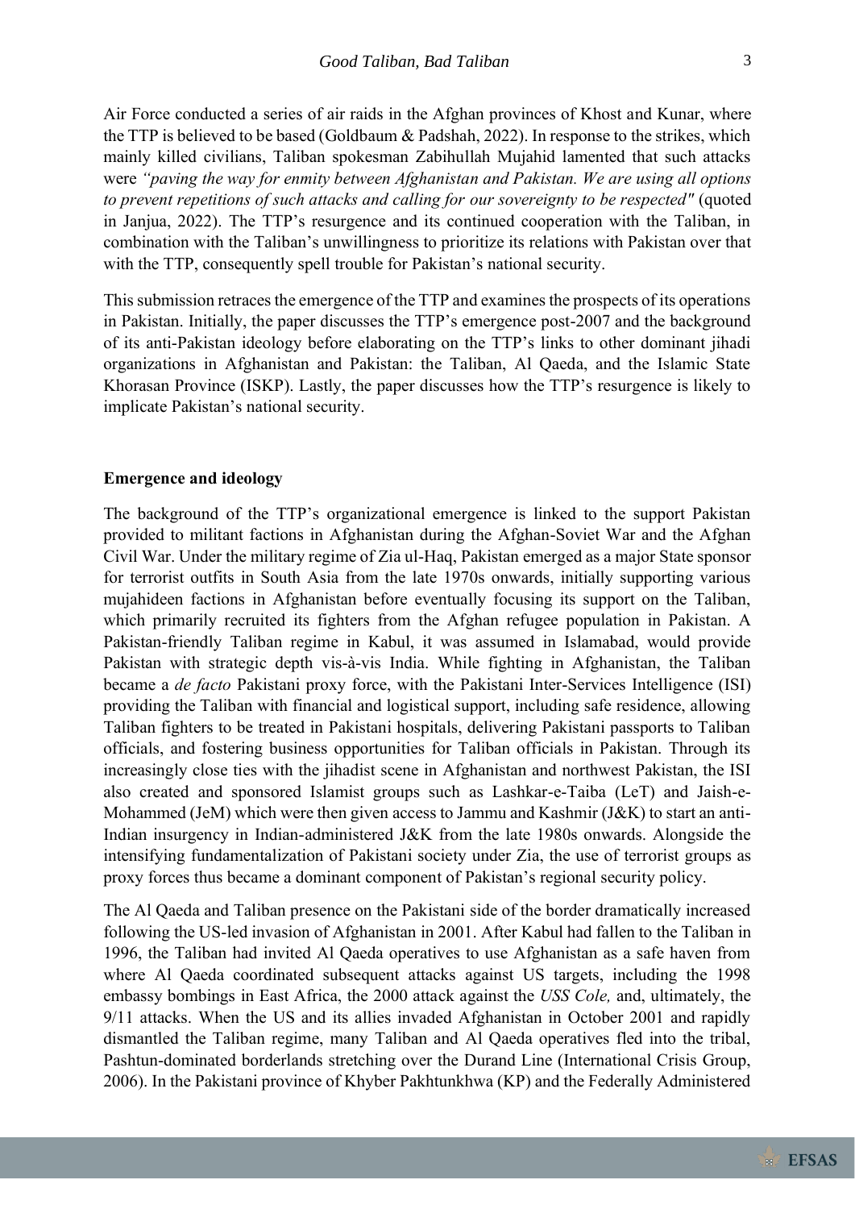Air Force conducted a series of air raids in the Afghan provinces of Khost and Kunar, where the TTP is believed to be based (Goldbaum & Padshah, 2022). In response to the strikes, which mainly killed civilians, Taliban spokesman Zabihullah Mujahid lamented that such attacks were *"paving the way for enmity between Afghanistan and Pakistan. We are using all options to prevent repetitions of such attacks and calling for our sovereignty to be respected"* (quoted in Janjua, 2022). The TTP's resurgence and its continued cooperation with the Taliban, in combination with the Taliban's unwillingness to prioritize its relations with Pakistan over that with the TTP, consequently spell trouble for Pakistan's national security.

This submission retraces the emergence of the TTP and examines the prospects of its operations in Pakistan. Initially, the paper discusses the TTP's emergence post-2007 and the background of its anti-Pakistan ideology before elaborating on the TTP's links to other dominant jihadi organizations in Afghanistan and Pakistan: the Taliban, Al Qaeda, and the Islamic State Khorasan Province (ISKP). Lastly, the paper discusses how the TTP's resurgence is likely to implicate Pakistan's national security.

**Emergence and ideology**

The background of the TTP's organizational emergence is linked to the support Pakistan provided to militant factions in Afghanistan during the Afghan-Soviet War and the Afghan Civil War. Under the military regime of Zia ul-Haq, Pakistan emerged as a major State sponsor for terrorist outfits in South Asia from the late 1970s onwards, initially supporting various mujahideen factions in Afghanistan before eventually focusing its support on the Taliban, which primarily recruited its fighters from the Afghan refugee population in Pakistan. A Pakistan-friendly Taliban regime in Kabul, it was assumed in Islamabad, would provide Pakistan with strategic depth vis-à-vis India. While fighting in Afghanistan, the Taliban became a *de facto* Pakistani proxy force, with the Pakistani Inter-Services Intelligence (ISI) providing the Taliban with financial and logistical support, including safe residence, allowing Taliban fighters to be treated in Pakistani hospitals, delivering Pakistani passports to Taliban officials, and fostering business opportunities for Taliban officials in Pakistan. Through its increasingly close ties with the jihadist scene in Afghanistan and northwest Pakistan, the ISI also created and sponsored Islamist groups such as Lashkar-e-Taiba (LeT) and Jaish-e-Mohammed (JeM) which were then given access to Jammu and Kashmir (J&K) to start an anti-Indian insurgency in Indian-administered J&K from the late 1980s onwards. Alongside the intensifying fundamentalization of Pakistani society under Zia, the use of terrorist groups as proxy forces thus became a dominant component of Pakistan's regional security policy.

The Al Qaeda and Taliban presence on the Pakistani side of the border dramatically increased following the US-led invasion of Afghanistan in 2001. After Kabul had fallen to the Taliban in 1996, the Taliban had invited Al Qaeda operatives to use Afghanistan as a safe haven from where Al Qaeda coordinated subsequent attacks against US targets, including the 1998 embassy bombings in East Africa, the 2000 attack against the *USS Cole,* and, ultimately, the 9/11 attacks. When the US and its allies invaded Afghanistan in October 2001 and rapidly dismantled the Taliban regime, many Taliban and Al Qaeda operatives fled into the tribal, Pashtun-dominated borderlands stretching over the Durand Line (International Crisis Group, 2006). In the Pakistani province of Khyber Pakhtunkhwa (KP) and the Federally Administered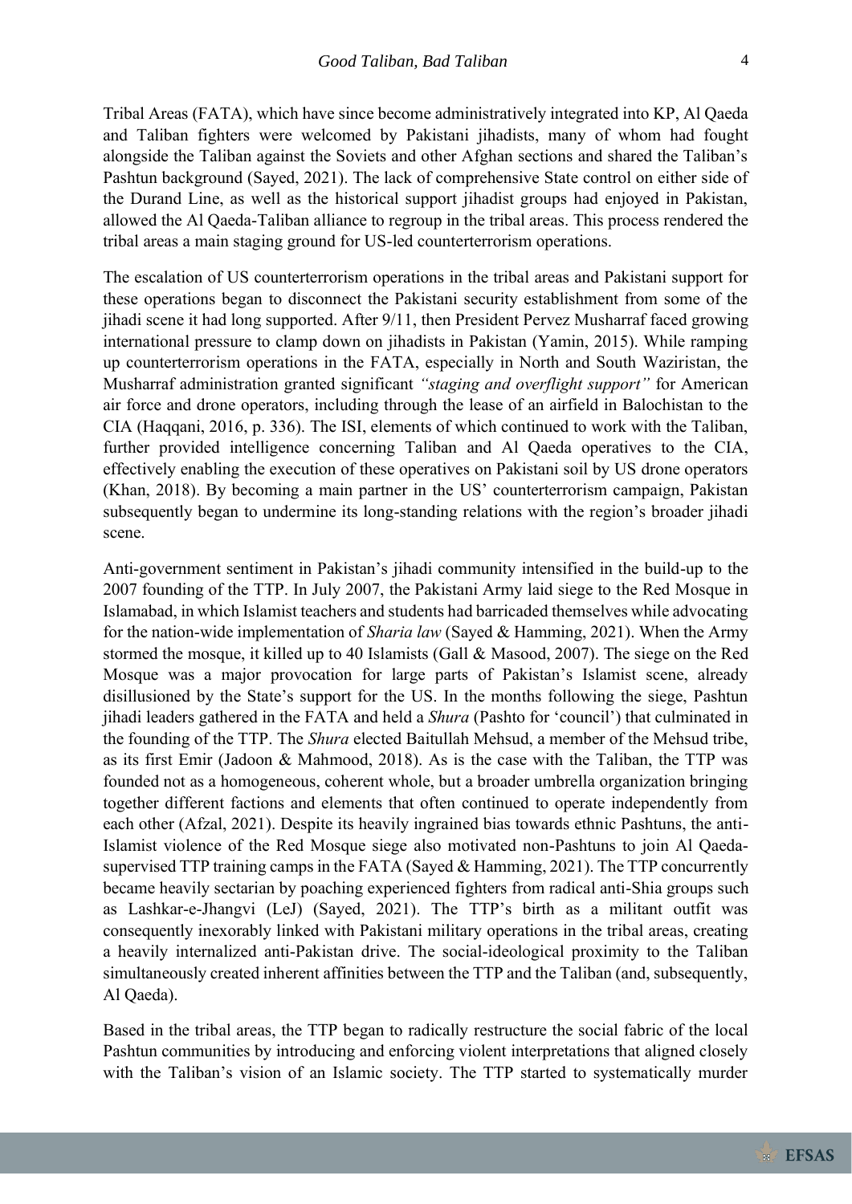Tribal Areas (FATA), which have since become administratively integrated into KP, Al Qaeda and Taliban fighters were welcomed by Pakistani jihadists, many of whom had fought alongside the Taliban against the Soviets and other Afghan sections and shared the Taliban's Pashtun background (Sayed, 2021). The lack of comprehensive State control on either side of the Durand Line, as well as the historical support jihadist groups had enjoyed in Pakistan, allowed the Al Qaeda-Taliban alliance to regroup in the tribal areas. This process rendered the tribal areas a main staging ground for US-led counterterrorism operations.

The escalation of US counterterrorism operations in the tribal areas and Pakistani support for these operations began to disconnect the Pakistani security establishment from some of the jihadi scene it had long supported. After 9/11, then President Pervez Musharraf faced growing international pressure to clamp down on jihadists in Pakistan (Yamin, 2015). While ramping up counterterrorism operations in the FATA, especially in North and South Waziristan, the Musharraf administration granted significant *"staging and overflight support"* for American air force and drone operators, including through the lease of an airfield in Balochistan to the CIA (Haqqani, 2016, p. 336). The ISI, elements of which continued to work with the Taliban, further provided intelligence concerning Taliban and Al Qaeda operatives to the CIA, effectively enabling the execution of these operatives on Pakistani soil by US drone operators (Khan, 2018). By becoming a main partner in the US' counterterrorism campaign, Pakistan subsequently began to undermine its long-standing relations with the region's broader jihadi scene.

Anti-government sentiment in Pakistan's jihadi community intensified in the build-up to the 2007 founding of the TTP. In July 2007, the Pakistani Army laid siege to the Red Mosque in Islamabad, in which Islamist teachers and students had barricaded themselves while advocating for the nation-wide implementation of *Sharia law* (Sayed & Hamming, 2021). When the Army stormed the mosque, it killed up to 40 Islamists (Gall & Masood, 2007). The siege on the Red Mosque was a major provocation for large parts of Pakistan's Islamist scene, already disillusioned by the State's support for the US. In the months following the siege, Pashtun jihadi leaders gathered in the FATA and held a *Shura* (Pashto for 'council') that culminated in the founding of the TTP. The *Shura* elected Baitullah Mehsud, a member of the Mehsud tribe, as its first Emir (Jadoon & Mahmood, 2018). As is the case with the Taliban, the TTP was founded not as a homogeneous, coherent whole, but a broader umbrella organization bringing together different factions and elements that often continued to operate independently from each other (Afzal, 2021). Despite its heavily ingrained bias towards ethnic Pashtuns, the anti-Islamist violence of the Red Mosque siege also motivated non-Pashtuns to join Al Qaeda-supervised TTP training camps in the FATA (Sayed & Hamming, 2021). The TTP concurrently became heavily sectarian by poaching experienced fighters from radical anti-Shia groups such as Lashkar-e-Jhangvi (LeJ) (Sayed, 2021). The TTP's birth as a militant outfit was consequently inexorably linked with Pakistani military operations in the tribal areas, creating a heavily internalized anti-Pakistan drive. The social-ideological proximity to the Taliban simultaneously created inherent affinities between the TTP and the Taliban (and, subsequently, Al Qaeda).

Based in the tribal areas, the TTP began to radically restructure the social fabric of the local Pashtun communities by introducing and enforcing violent interpretations that aligned closely with the Taliban's vision of an Islamic society. The TTP started to systematically murder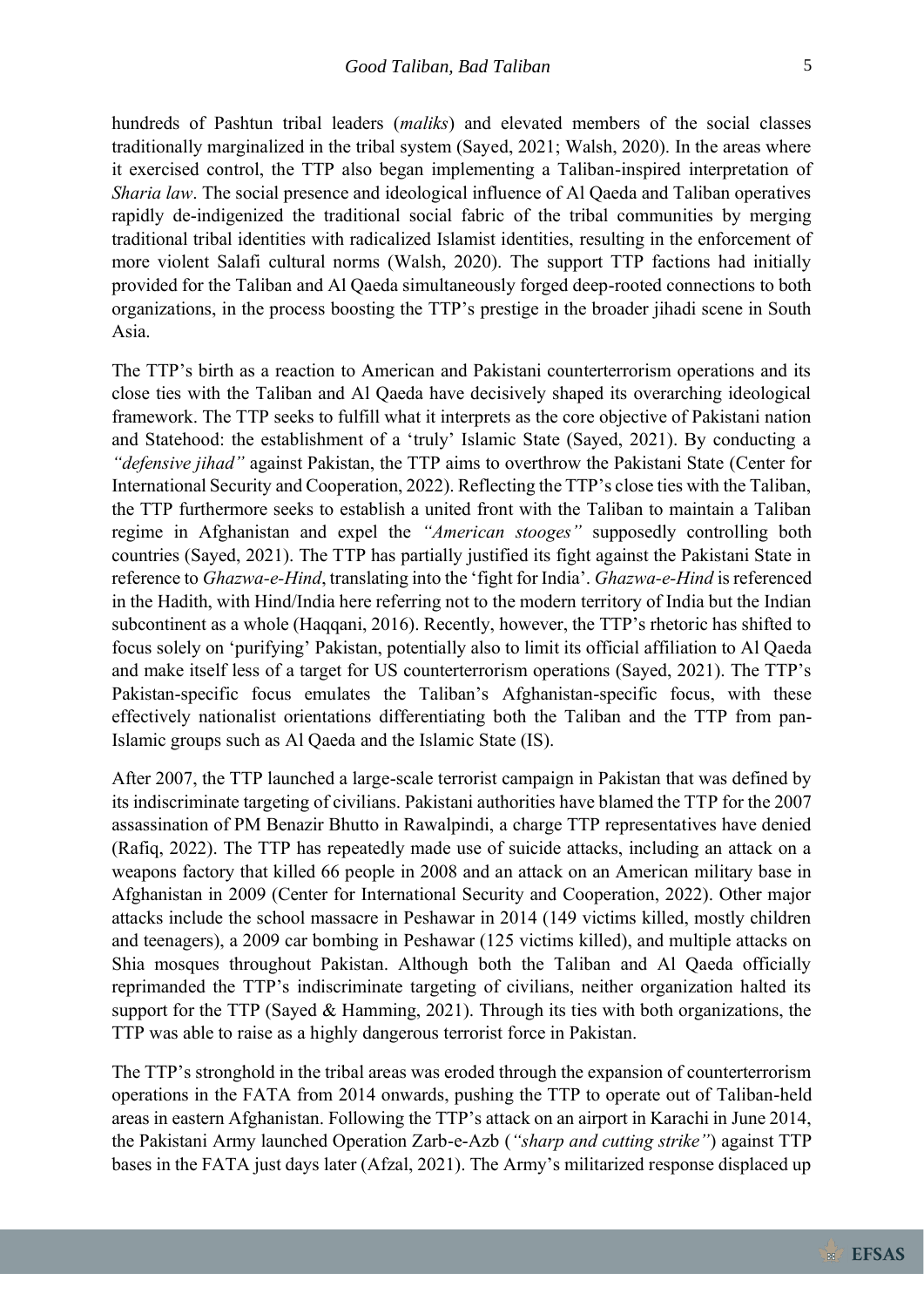hundreds of Pashtun tribal leaders (*maliks*) and elevated members of the social classes traditionally marginalized in the tribal system (Sayed, 2021; Walsh, 2020). In the areas where it exercised control, the TTP also began implementing a Taliban-inspired interpretation of *Sharia law*. The social presence and ideological influence of Al Qaeda and Taliban operatives rapidly de-indigenized the traditional social fabric of the tribal communities by merging traditional tribal identities with radicalized Islamist identities, resulting in the enforcement of more violent Salafi cultural norms (Walsh, 2020). The support TTP factions had initially provided for the Taliban and Al Qaeda simultaneously forged deep-rooted connections to both organizations, in the process boosting the TTP's prestige in the broader jihadi scene in South Asia.

The TTP's birth as a reaction to American and Pakistani counterterrorism operations and its close ties with the Taliban and Al Qaeda have decisively shaped its overarching ideological framework. The TTP seeks to fulfill what it interprets as the core objective of Pakistani nation and Statehood: the establishment of a 'truly' Islamic State (Sayed, 2021). By conducting a *"defensive jihad"* against Pakistan, the TTP aims to overthrow the Pakistani State (Center for International Security and Cooperation, 2022). Reflecting the TTP's close ties with the Taliban, the TTP furthermore seeks to establish a united front with the Taliban to maintain a Taliban regime in Afghanistan and expel the *"American stooges"* supposedly controlling both countries (Sayed, 2021). The TTP has partially justified its fight against the Pakistani State in reference to *Ghazwa-e-Hind*, translating into the 'fight for India'. *Ghazwa-e-Hind* is referenced in the Hadith, with Hind/India here referring not to the modern territory of India but the Indian subcontinent as a whole (Haqqani, 2016). Recently, however, the TTP's rhetoric has shifted to focus solely on 'purifying' Pakistan, potentially also to limit its official affiliation to Al Qaeda and make itself less of a target for US counterterrorism operations (Sayed, 2021). The TTP's Pakistan-specific focus emulates the Taliban's Afghanistan-specific focus, with these effectively nationalist orientations differentiating both the Taliban and the TTP from pan-Islamic groups such as Al Qaeda and the Islamic State (IS).

After 2007, the TTP launched a large-scale terrorist campaign in Pakistan that was defined by its indiscriminate targeting of civilians. Pakistani authorities have blamed the TTP for the 2007 assassination of PM Benazir Bhutto in Rawalpindi, a charge TTP representatives have denied (Rafiq, 2022). The TTP has repeatedly made use of suicide attacks, including an attack on a weapons factory that killed 66 people in 2008 and an attack on an American military base in Afghanistan in 2009 (Center for International Security and Cooperation, 2022). Other major attacks include the school massacre in Peshawar in 2014 (149 victims killed, mostly children and teenagers), a 2009 car bombing in Peshawar (125 victims killed), and multiple attacks on Shia mosques throughout Pakistan. Although both the Taliban and Al Qaeda officially reprimanded the TTP's indiscriminate targeting of civilians, neither organization halted its support for the TTP (Sayed & Hamming, 2021). Through its ties with both organizations, the TTP was able to raise as a highly dangerous terrorist force in Pakistan.

The TTP's stronghold in the tribal areas was eroded through the expansion of counterterrorism operations in the FATA from 2014 onwards, pushing the TTP to operate out of Taliban-held areas in eastern Afghanistan. Following the TTP's attack on an airport in Karachi in June 2014, the Pakistani Army launched Operation Zarb-e-Azb (*"sharp and cutting strike"*) against TTP bases in the FATA just days later (Afzal, 2021). The Army's militarized response displaced up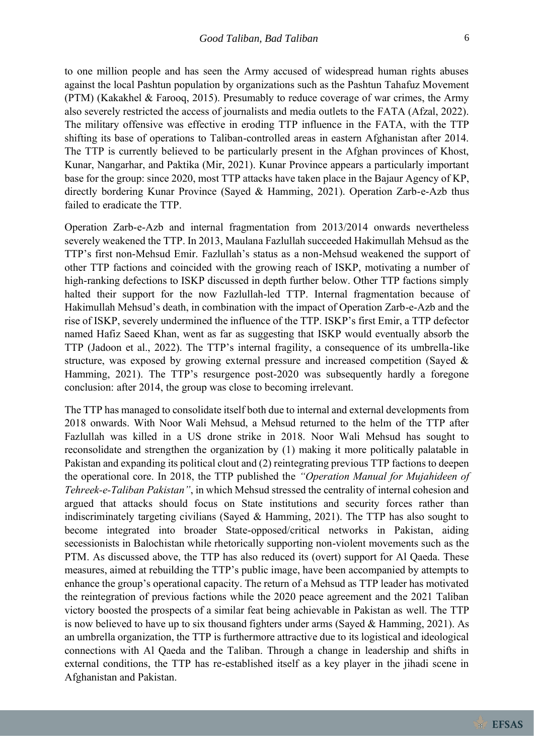to one million people and has seen the Army accused of widespread human rights abuses against the local Pashtun population by organizations such as the Pashtun Tahafuz Movement (PTM) (Kakakhel & Farooq, 2015). Presumably to reduce coverage of war crimes, the Army also severely restricted the access of journalists and media outlets to the FATA (Afzal, 2022). The military offensive was effective in eroding TTP influence in the FATA, with the TTP shifting its base of operations to Taliban-controlled areas in eastern Afghanistan after 2014. The TTP is currently believed to be particularly present in the Afghan provinces of Khost, Kunar, Nangarhar, and Paktika (Mir, 2021). Kunar Province appears a particularly important base for the group: since 2020, most TTP attacks have taken place in the Bajaur Agency of KP, directly bordering Kunar Province (Sayed & Hamming, 2021). Operation Zarb-e-Azb thus failed to eradicate the TTP.

Operation Zarb-e-Azb and internal fragmentation from 2013/2014 onwards nevertheless severely weakened the TTP. In 2013, Maulana Fazlullah succeeded Hakimullah Mehsud as the TTP's first non-Mehsud Emir. Fazlullah's status as a non-Mehsud weakened the support of other TTP factions and coincided with the growing reach of ISKP, motivating a number of high-ranking defections to ISKP discussed in depth further below. Other TTP factions simply halted their support for the now Fazlullah-led TTP. Internal fragmentation because of Hakimullah Mehsud's death, in combination with the impact of Operation Zarb-e-Azb and the rise of ISKP, severely undermined the influence of the TTP. ISKP's first Emir, a TTP defector named Hafiz Saeed Khan, went as far as suggesting that ISKP would eventually absorb the TTP (Jadoon et al., 2022). The TTP's internal fragility, a consequence of its umbrella-like structure, was exposed by growing external pressure and increased competition (Sayed & Hamming, 2021). The TTP's resurgence post-2020 was subsequently hardly a foregone conclusion: after 2014, the group was close to becoming irrelevant.

The TTP has managed to consolidate itself both due to internal and external developments from 2018 onwards. With Noor Wali Mehsud, a Mehsud returned to the helm of the TTP after Fazlullah was killed in a US drone strike in 2018. Noor Wali Mehsud has sought to reconsolidate and strengthen the organization by (1) making it more politically palatable in Pakistan and expanding its political clout and (2) reintegrating previous TTP factions to deepen the operational core. In 2018, the TTP published the *"Operation Manual for Mujahideen of Tehreek-e-Taliban Pakistan"*, in which Mehsud stressed the centrality of internal cohesion and argued that attacks should focus on State institutions and security forces rather than indiscriminately targeting civilians (Sayed & Hamming, 2021). The TTP has also sought to become integrated into broader State-opposed/critical networks in Pakistan, aiding secessionists in Balochistan while rhetorically supporting non-violent movements such as the PTM. As discussed above, the TTP has also reduced its (overt) support for Al Qaeda. These measures, aimed at rebuilding the TTP's public image, have been accompanied by attempts to enhance the group's operational capacity. The return of a Mehsud as TTP leader has motivated the reintegration of previous factions while the 2020 peace agreement and the 2021 Taliban victory boosted the prospects of a similar feat being achievable in Pakistan as well. The TTP is now believed to have up to six thousand fighters under arms (Sayed & Hamming, 2021). As an umbrella organization, the TTP is furthermore attractive due to its logistical and ideological connections with Al Qaeda and the Taliban. Through a change in leadership and shifts in external conditions, the TTP has re-established itself as a key player in the jihadi scene in Afghanistan and Pakistan.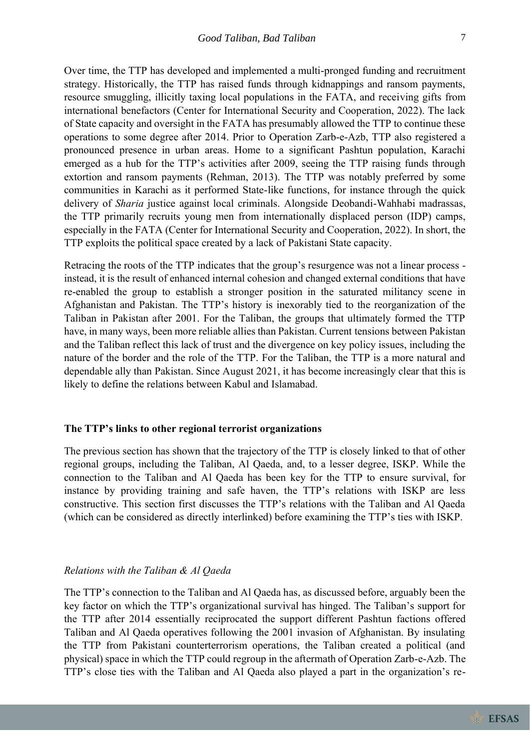Over time, the TTP has developed and implemented a multi-pronged funding and recruitment strategy. Historically, the TTP has raised funds through kidnappings and ransom payments, resource smuggling, illicitly taxing local populations in the FATA, and receiving gifts from international benefactors (Center for International Security and Cooperation, 2022). The lack of State capacity and oversight in the FATA has presumably allowed the TTP to continue these operations to some degree after 2014. Prior to Operation Zarb-e-Azb, TTP also registered a pronounced presence in urban areas. Home to a significant Pashtun population, Karachi emerged as a hub for the TTP's activities after 2009, seeing the TTP raising funds through extortion and ransom payments (Rehman, 2013). The TTP was notably preferred by some communities in Karachi as it performed State-like functions, for instance through the quick delivery of *Sharia* justice against local criminals. Alongside Deobandi-Wahhabi madrassas, the TTP primarily recruits young men from internationally displaced person (IDP) camps, especially in the FATA (Center for International Security and Cooperation, 2022). In short, the TTP exploits the political space created by a lack of Pakistani State capacity.

Retracing the roots of the TTP indicates that the group's resurgence was not a linear process - instead, it is the result of enhanced internal cohesion and changed external conditions that have re-enabled the group to establish a stronger position in the saturated militancy scene in Afghanistan and Pakistan. The TTP's history is inexorably tied to the reorganization of the Taliban in Pakistan after 2001. For the Taliban, the groups that ultimately formed the TTP have, in many ways, been more reliable allies than Pakistan. Current tensions between Pakistan and the Taliban reflect this lack of trust and the divergence on key policy issues, including the nature of the border and the role of the TTP. For the Taliban, the TTP is a more natural and dependable ally than Pakistan. Since August 2021, it has become increasingly clear that this is likely to define the relations between Kabul and Islamabad.

## The TTP's links to other regional terrorist organizations

The previous section has shown that the trajectory of the TTP is closely linked to that of other regional groups, including the Taliban, Al Qaeda, and, to a lesser degree, ISKP. While the connection to the Taliban and Al Qaeda has been key for the TTP to ensure survival, for instance by providing training and safe haven, the TTP's relations with ISKP are less constructive. This section first discusses the TTP's relations with the Taliban and Al Qaeda (which can be considered as directly interlinked) before examining the TTP's ties with ISKP.

### *Relations with the Taliban & Al Qaeda*

The TTP's connection to the Taliban and Al Qaeda has, as discussed before, arguably been the key factor on which the TTP's organizational survival has hinged. The Taliban's support for the TTP after 2014 essentially reciprocated the support different Pashtun factions offered Taliban and Al Qaeda operatives following the 2001 invasion of Afghanistan. By insulating the TTP from Pakistani counterterrorism operations, the Taliban created a political (and physical) space in which the TTP could regroup in the aftermath of Operation Zarb-e-Azb. The TTP's close ties with the Taliban and Al Qaeda also played a part in the organization's re-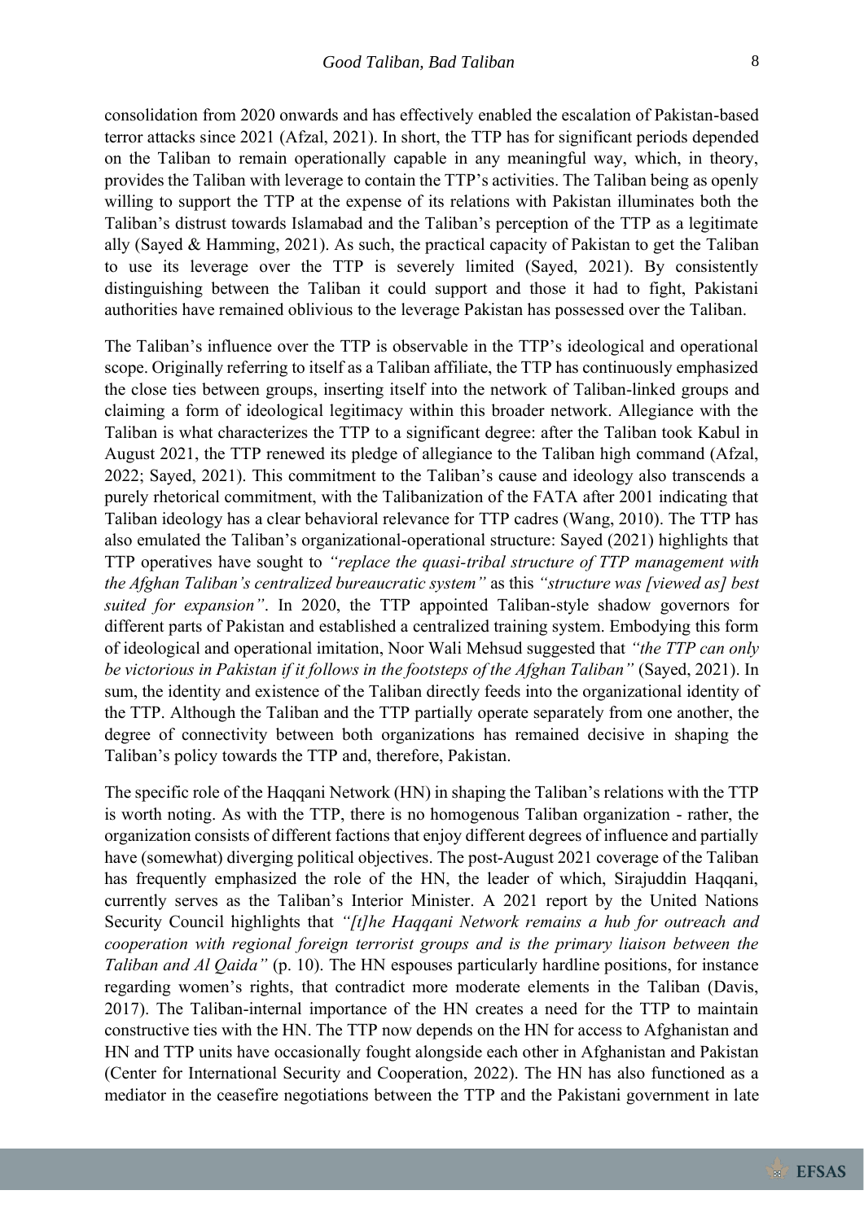consolidation from 2020 onwards and has effectively enabled the escalation of Pakistan-based terror attacks since 2021 (Afzal, 2021). In short, the TTP has for significant periods depended on the Taliban to remain operationally capable in any meaningful way, which, in theory, provides the Taliban with leverage to contain the TTP's activities. The Taliban being as openly willing to support the TTP at the expense of its relations with Pakistan illuminates both the Taliban's distrust towards Islamabad and the Taliban's perception of the TTP as a legitimate ally (Sayed & Hamming, 2021). As such, the practical capacity of Pakistan to get the Taliban to use its leverage over the TTP is severely limited (Sayed, 2021). By consistently distinguishing between the Taliban it could support and those it had to fight, Pakistani authorities have remained oblivious to the leverage Pakistan has possessed over the Taliban.

The Taliban's influence over the TTP is observable in the TTP's ideological and operational scope. Originally referring to itself as a Taliban affiliate, the TTP has continuously emphasized the close ties between groups, inserting itself into the network of Taliban-linked groups and claiming a form of ideological legitimacy within this broader network. Allegiance with the Taliban is what characterizes the TTP to a significant degree: after the Taliban took Kabul in August 2021, the TTP renewed its pledge of allegiance to the Taliban high command (Afzal, 2022; Sayed, 2021). This commitment to the Taliban's cause and ideology also transcends a purely rhetorical commitment, with the Talibanization of the FATA after 2001 indicating that Taliban ideology has a clear behavioral relevance for TTP cadres (Wang, 2010). The TTP has also emulated the Taliban's organizational-operational structure: Sayed (2021) highlights that TTP operatives have sought to *"replace the quasi-tribal structure of TTP management with the Afghan Taliban's centralized bureaucratic system"* as this *"structure was [viewed as] best suited for expansion"*. In 2020, the TTP appointed Taliban-style shadow governors for different parts of Pakistan and established a centralized training system. Embodying this form of ideological and operational imitation, Noor Wali Mehsud suggested that *"the TTP can only be victorious in Pakistan if it follows in the footsteps of the Afghan Taliban"* (Sayed, 2021). In sum, the identity and existence of the Taliban directly feeds into the organizational identity of the TTP. Although the Taliban and the TTP partially operate separately from one another, the degree of connectivity between both organizations has remained decisive in shaping the Taliban's policy towards the TTP and, therefore, Pakistan.

The specific role of the Haqqani Network (HN) in shaping the Taliban's relations with the TTP is worth noting. As with the TTP, there is no homogenous Taliban organization - rather, the organization consists of different factions that enjoy different degrees of influence and partially have (somewhat) diverging political objectives. The post-August 2021 coverage of the Taliban has frequently emphasized the role of the HN, the leader of which, Sirajuddin Haqqani, currently serves as the Taliban's Interior Minister. A 2021 report by the United Nations Security Council highlights that *"[t]he Haqqani Network remains a hub for outreach and cooperation with regional foreign terrorist groups and is the primary liaison between the Taliban and Al Qaida"* (p. 10). The HN espouses particularly hardline positions, for instance regarding women's rights, that contradict more moderate elements in the Taliban (Davis, 2017). The Taliban-internal importance of the HN creates a need for the TTP to maintain constructive ties with the HN. The TTP now depends on the HN for access to Afghanistan and HN and TTP units have occasionally fought alongside each other in Afghanistan and Pakistan (Center for International Security and Cooperation, 2022). The HN has also functioned as a mediator in the ceasefire negotiations between the TTP and the Pakistani government in late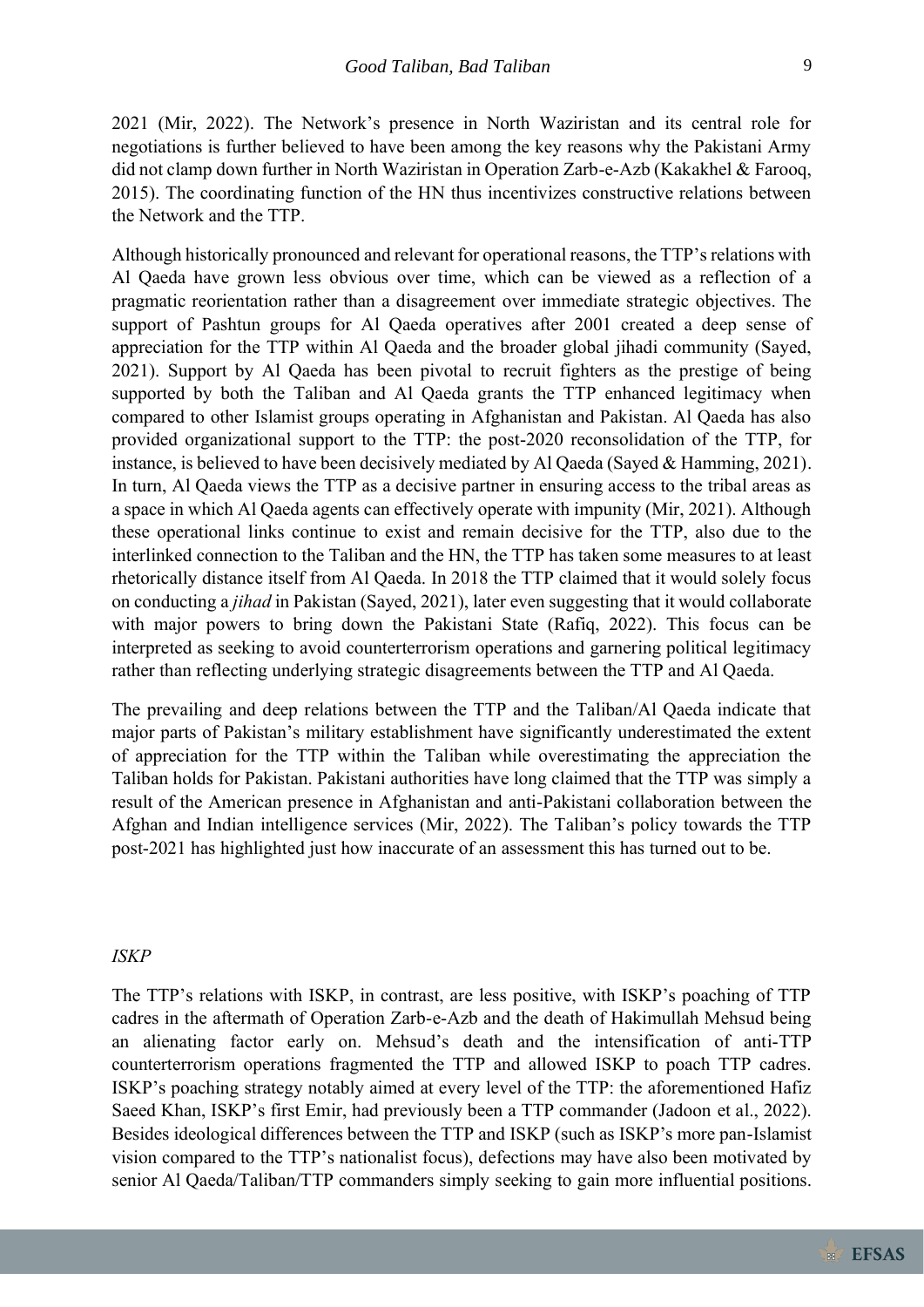2021 (Mir, 2022). The Network's presence in North Waziristan and its central role for negotiations is further believed to have been among the key reasons why the Pakistani Army did not clamp down further in North Waziristan in Operation Zarb-e-Azb (Kakakhel & Farooq, 2015). The coordinating function of the HN thus incentivizes constructive relations between the Network and the TTP.

Although historically pronounced and relevant for operational reasons, the TTP's relations with Al Qaeda have grown less obvious over time, which can be viewed as a reflection of a pragmatic reorientation rather than a disagreement over immediate strategic objectives. The support of Pashtun groups for Al Qaeda operatives after 2001 created a deep sense of appreciation for the TTP within Al Qaeda and the broader global jihadi community (Sayed, 2021). Support by Al Qaeda has been pivotal to recruit fighters as the prestige of being supported by both the Taliban and Al Qaeda grants the TTP enhanced legitimacy when compared to other Islamist groups operating in Afghanistan and Pakistan. Al Qaeda has also provided organizational support to the TTP: the post-2020 reconsolidation of the TTP, for instance, is believed to have been decisively mediated by Al Qaeda (Sayed & Hamming, 2021). In turn, Al Qaeda views the TTP as a decisive partner in ensuring access to the tribal areas as a space in which Al Qaeda agents can effectively operate with impunity (Mir, 2021). Although these operational links continue to exist and remain decisive for the TTP, also due to the interlinked connection to the Taliban and the HN, the TTP has taken some measures to at least rhetorically distance itself from Al Qaeda. In 2018 the TTP claimed that it would solely focus on conducting a *jihad* in Pakistan (Sayed, 2021), later even suggesting that it would collaborate with major powers to bring down the Pakistani State (Rafiq, 2022). This focus can be interpreted as seeking to avoid counterterrorism operations and garnering political legitimacy rather than reflecting underlying strategic disagreements between the TTP and Al Qaeda.

The prevailing and deep relations between the TTP and the Taliban/Al Qaeda indicate that major parts of Pakistan's military establishment have significantly underestimated the extent of appreciation for the TTP within the Taliban while overestimating the appreciation the Taliban holds for Pakistan. Pakistani authorities have long claimed that the TTP was simply a result of the American presence in Afghanistan and anti-Pakistani collaboration between the Afghan and Indian intelligence services (Mir, 2022). The Taliban's policy towards the TTP post-2021 has highlighted just how inaccurate of an assessment this has turned out to be.

### *ISKP*

The TTP's relations with ISKP, in contrast, are less positive, with ISKP's poaching of TTP cadres in the aftermath of Operation Zarb-e-Azb and the death of Hakimullah Mehsud being an alienating factor early on. Mehsud's death and the intensification of anti-TTP counterterrorism operations fragmented the TTP and allowed ISKP to poach TTP cadres. ISKP's poaching strategy notably aimed at every level of the TTP: the aforementioned Hafiz Saeed Khan, ISKP's first Emir, had previously been a TTP commander (Jadoon et al., 2022). Besides ideological differences between the TTP and ISKP (such as ISKP's more pan-Islamist vision compared to the TTP's nationalist focus), defections may have also been motivated by senior Al Qaeda/Taliban/TTP commanders simply seeking to gain more influential positions.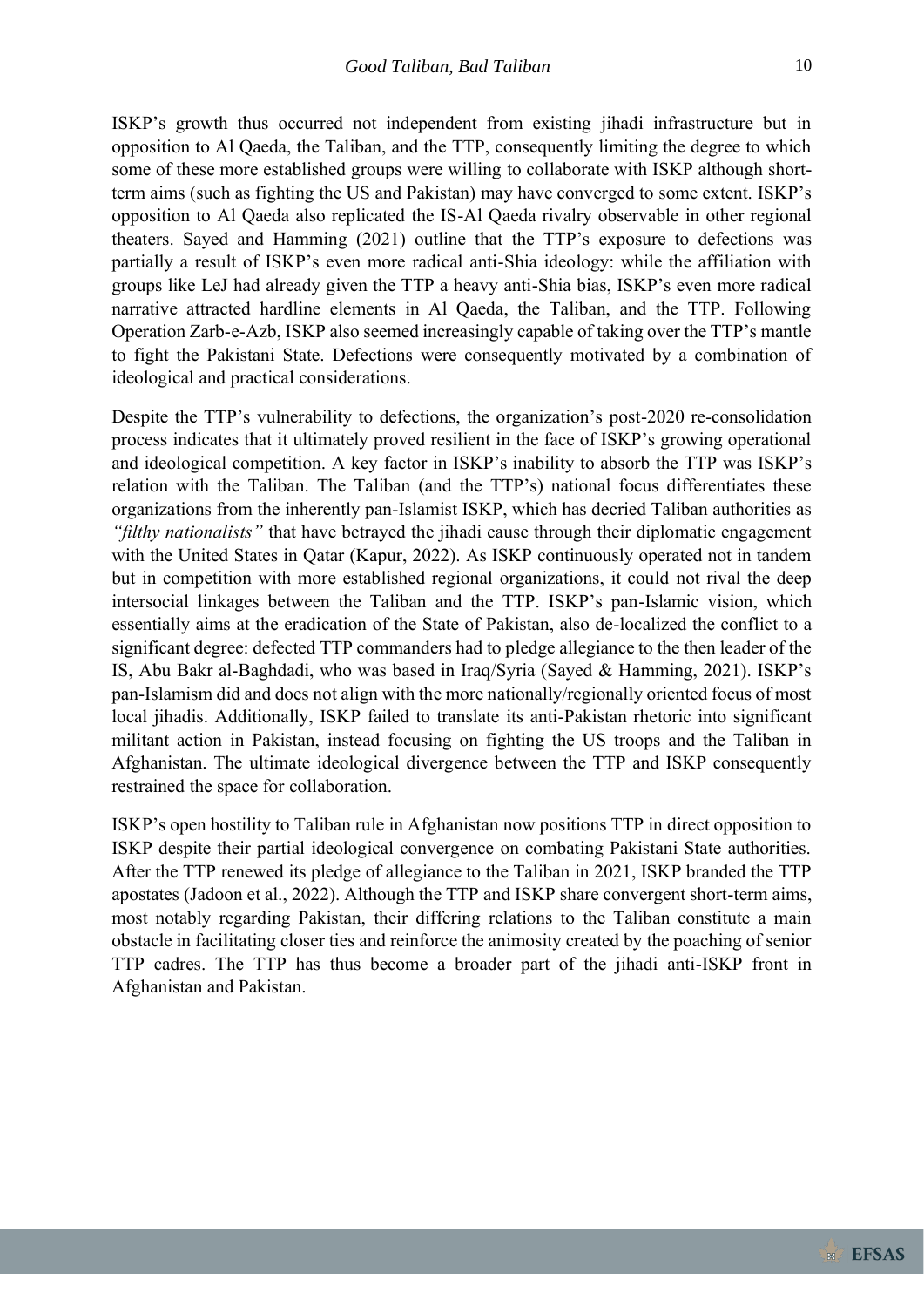ISKP's growth thus occurred not independent from existing jihadi infrastructure but in opposition to Al Qaeda, the Taliban, and the TTP, consequently limiting the degree to which some of these more established groups were willing to collaborate with ISKP although short-term aims (such as fighting the US and Pakistan) may have converged to some extent. ISKP's opposition to Al Qaeda also replicated the IS-Al Qaeda rivalry observable in other regional theaters. Sayed and Hamming (2021) outline that the TTP's exposure to defections was partially a result of ISKP's even more radical anti-Shia ideology: while the affiliation with groups like LeJ had already given the TTP a heavy anti-Shia bias, ISKP's even more radical narrative attracted hardline elements in Al Qaeda, the Taliban, and the TTP. Following Operation Zarb-e-Azb, ISKP also seemed increasingly capable of taking over the TTP's mantle to fight the Pakistani State. Defections were consequently motivated by a combination of ideological and practical considerations.

Despite the TTP's vulnerability to defections, the organization's post-2020 re-consolidation process indicates that it ultimately proved resilient in the face of ISKP's growing operational and ideological competition. A key factor in ISKP's inability to absorb the TTP was ISKP's relation with the Taliban. The Taliban (and the TTP's) national focus differentiates these organizations from the inherently pan-Islamist ISKP, which has decried Taliban authorities as *"filthy nationalists"* that have betrayed the jihadi cause through their diplomatic engagement with the United States in Qatar (Kapur, 2022). As ISKP continuously operated not in tandem but in competition with more established regional organizations, it could not rival the deep intersocial linkages between the Taliban and the TTP. ISKP's pan-Islamic vision, which essentially aims at the eradication of the State of Pakistan, also de-localized the conflict to a significant degree: defected TTP commanders had to pledge allegiance to the then leader of the IS, Abu Bakr al-Baghdadi, who was based in Iraq/Syria (Sayed & Hamming, 2021). ISKP's pan-Islamism did and does not align with the more nationally/regionally oriented focus of most local jihadis. Additionally, ISKP failed to translate its anti-Pakistan rhetoric into significant militant action in Pakistan, instead focusing on fighting the US troops and the Taliban in Afghanistan. The ultimate ideological divergence between the TTP and ISKP consequently restrained the space for collaboration.

ISKP's open hostility to Taliban rule in Afghanistan now positions TTP in direct opposition to ISKP despite their partial ideological convergence on combating Pakistani State authorities. After the TTP renewed its pledge of allegiance to the Taliban in 2021, ISKP branded the TTP apostates (Jadoon et al., 2022). Although the TTP and ISKP share convergent short-term aims, most notably regarding Pakistan, their differing relations to the Taliban constitute a main obstacle in facilitating closer ties and reinforce the animosity created by the poaching of senior TTP cadres. The TTP has thus become a broader part of the jihadi anti-ISKP front in Afghanistan and Pakistan.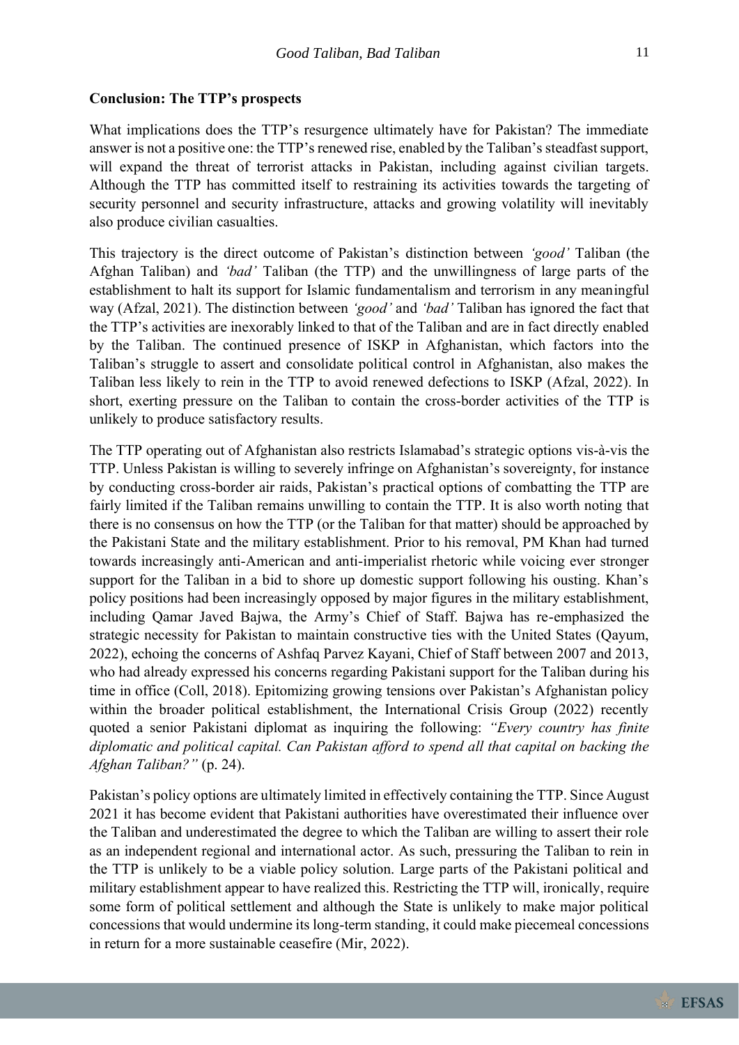**Conclusion: The TTP's prospects**

What implications does the TTP's resurgence ultimately have for Pakistan? The immediate answer is not a positive one: the TTP's renewed rise, enabled by the Taliban's steadfast support, will expand the threat of terrorist attacks in Pakistan, including against civilian targets. Although the TTP has committed itself to restraining its activities towards the targeting of security personnel and security infrastructure, attacks and growing volatility will inevitably also produce civilian casualties.

This trajectory is the direct outcome of Pakistan's distinction between *'good'* Taliban (the Afghan Taliban) and *'bad'* Taliban (the TTP) and the unwillingness of large parts of the establishment to halt its support for Islamic fundamentalism and terrorism in any meaningful way (Afzal, 2021). The distinction between *'good'* and *'bad'* Taliban has ignored the fact that the TTP's activities are inexorably linked to that of the Taliban and are in fact directly enabled by the Taliban. The continued presence of ISKP in Afghanistan, which factors into the Taliban's struggle to assert and consolidate political control in Afghanistan, also makes the Taliban less likely to rein in the TTP to avoid renewed defections to ISKP (Afzal, 2022). In short, exerting pressure on the Taliban to contain the cross-border activities of the TTP is unlikely to produce satisfactory results.

The TTP operating out of Afghanistan also restricts Islamabad's strategic options vis-à-vis the TTP. Unless Pakistan is willing to severely infringe on Afghanistan's sovereignty, for instance by conducting cross-border air raids, Pakistan's practical options of combatting the TTP are fairly limited if the Taliban remains unwilling to contain the TTP. It is also worth noting that there is no consensus on how the TTP (or the Taliban for that matter) should be approached by the Pakistani State and the military establishment. Prior to his removal, PM Khan had turned towards increasingly anti-American and anti-imperialist rhetoric while voicing ever stronger support for the Taliban in a bid to shore up domestic support following his ousting. Khan's policy positions had been increasingly opposed by major figures in the military establishment, including Qamar Javed Bajwa, the Army's Chief of Staff. Bajwa has re-emphasized the strategic necessity for Pakistan to maintain constructive ties with the United States (Qayum, 2022), echoing the concerns of Ashfaq Parvez Kayani, Chief of Staff between 2007 and 2013, who had already expressed his concerns regarding Pakistani support for the Taliban during his time in office (Coll, 2018). Epitomizing growing tensions over Pakistan's Afghanistan policy within the broader political establishment, the International Crisis Group (2022) recently quoted a senior Pakistani diplomat as inquiring the following: *"Every country has finite diplomatic and political capital. Can Pakistan afford to spend all that capital on backing the Afghan Taliban?"* (p. 24).

Pakistan's policy options are ultimately limited in effectively containing the TTP. Since August 2021 it has become evident that Pakistani authorities have overestimated their influence over the Taliban and underestimated the degree to which the Taliban are willing to assert their role as an independent regional and international actor. As such, pressuring the Taliban to rein in the TTP is unlikely to be a viable policy solution. Large parts of the Pakistani political and military establishment appear to have realized this. Restricting the TTP will, ironically, require some form of political settlement and although the State is unlikely to make major political concessions that would undermine its long-term standing, it could make piecemeal concessions in return for a more sustainable ceasefire (Mir, 2022).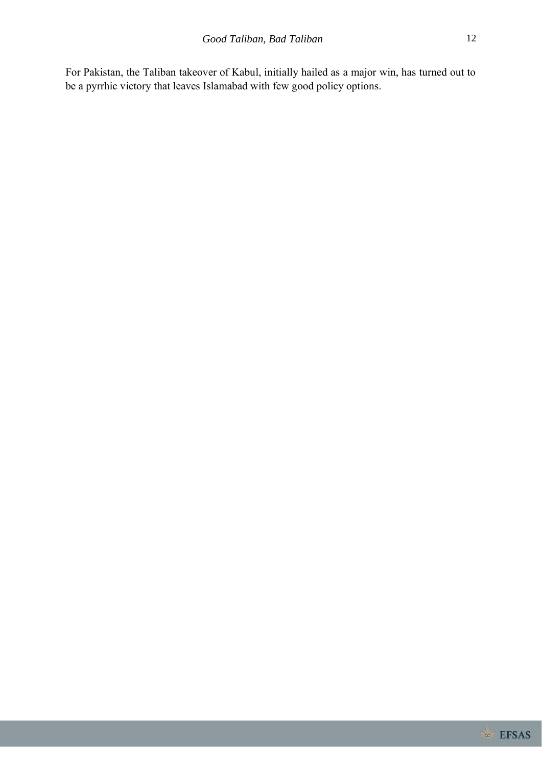For Pakistan, the Taliban takeover of Kabul, initially hailed as a major win, has turned out to be a pyrrhic victory that leaves Islamabad with few good policy options.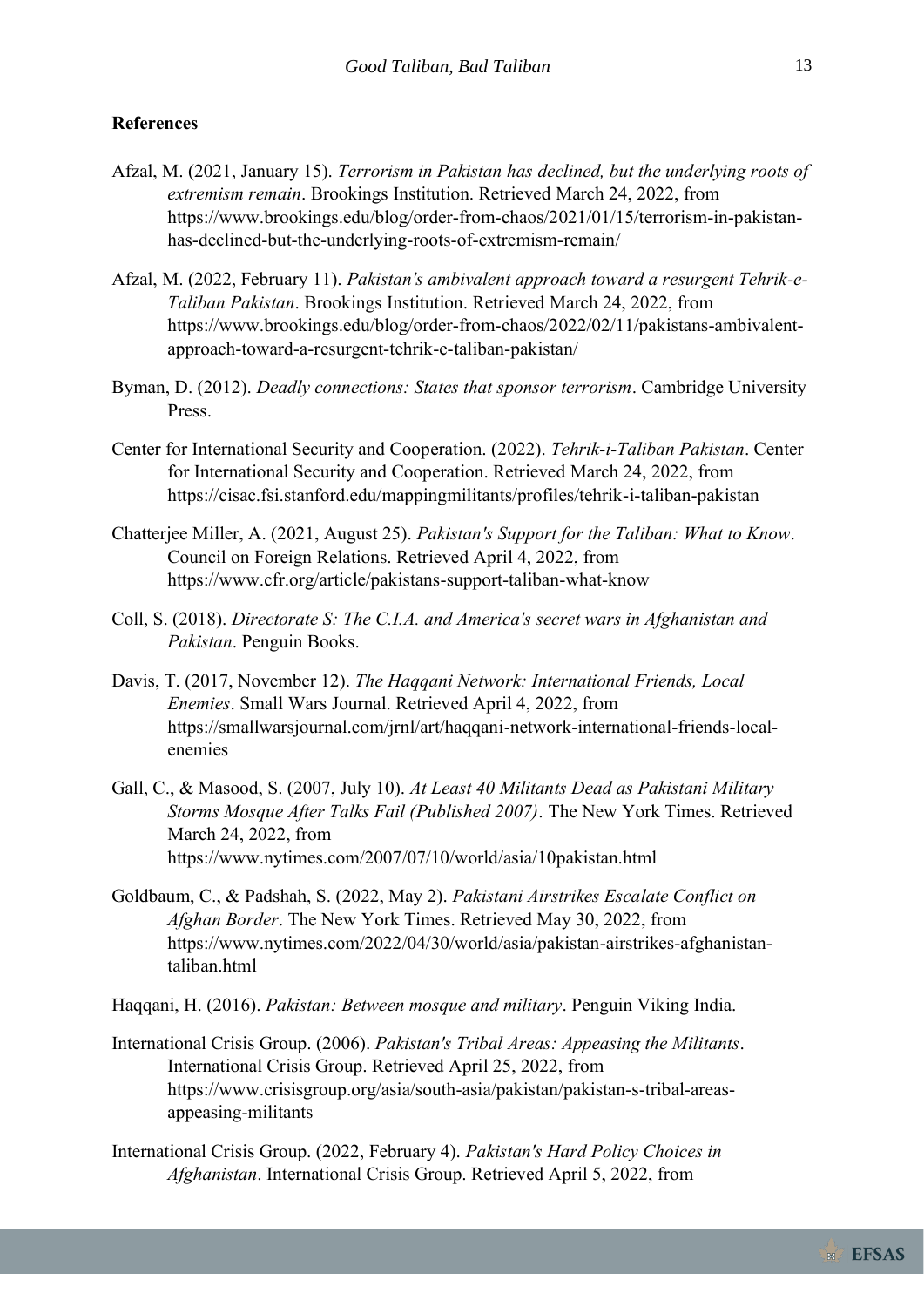## References

Afzal, M. (2021, January 15). *Terrorism in Pakistan has declined, but the underlying roots of extremism remain*. Brookings Institution. Retrieved March 24, 2022, from https://www.brookings.edu/blog/order-from-chaos/2021/01/15/terrorism-in-pakistan-has-declined-but-the-underlying-roots-of-extremism-remain/

Afzal, M. (2022, February 11). *Pakistan's ambivalent approach toward a resurgent Tehrik-e-Taliban Pakistan*. Brookings Institution. Retrieved March 24, 2022, from https://www.brookings.edu/blog/order-from-chaos/2022/02/11/pakistans-ambivalent-approach-toward-a-resurgent-tehrik-e-taliban-pakistan/

Byman, D. (2012). *Deadly connections: States that sponsor terrorism*. Cambridge University Press.

Center for International Security and Cooperation. (2022). *Tehrik-i-Taliban Pakistan*. Center for International Security and Cooperation. Retrieved March 24, 2022, from https://cisac.fsi.stanford.edu/mappingmilitants/profiles/tehrik-i-taliban-pakistan

Chatterjee Miller, A. (2021, August 25). *Pakistan's Support for the Taliban: What to Know*. Council on Foreign Relations. Retrieved April 4, 2022, from https://www.cfr.org/article/pakistans-support-taliban-what-know

Coll, S. (2018). *Directorate S: The C.I.A. and America's secret wars in Afghanistan and Pakistan*. Penguin Books.

Davis, T. (2017, November 12). *The Haqqani Network: International Friends, Local Enemies*. Small Wars Journal. Retrieved April 4, 2022, from https://smallwarsjournal.com/jrnl/art/haqqani-network-international-friends-local-enemies

Gall, C., & Masood, S. (2007, July 10). *At Least 40 Militants Dead as Pakistani Military Storms Mosque After Talks Fail (Published 2007)*. The New York Times. Retrieved March 24, 2022, from https://www.nytimes.com/2007/07/10/world/asia/10pakistan.html

Goldbaum, C., & Padshah, S. (2022, May 2). *Pakistani Airstrikes Escalate Conflict on Afghan Border*. The New York Times. Retrieved May 30, 2022, from https://www.nytimes.com/2022/04/30/world/asia/pakistan-airstrikes-afghanistan-taliban.html

Haqqani, H. (2016). *Pakistan: Between mosque and military*. Penguin Viking India.

International Crisis Group. (2006). *Pakistan's Tribal Areas: Appeasing the Militants*. International Crisis Group. Retrieved April 25, 2022, from https://www.crisisgroup.org/asia/south-asia/pakistan/pakistan-s-tribal-areas-appeasing-militants

International Crisis Group. (2022, February 4). *Pakistan's Hard Policy Choices in Afghanistan*. International Crisis Group. Retrieved April 5, 2022, from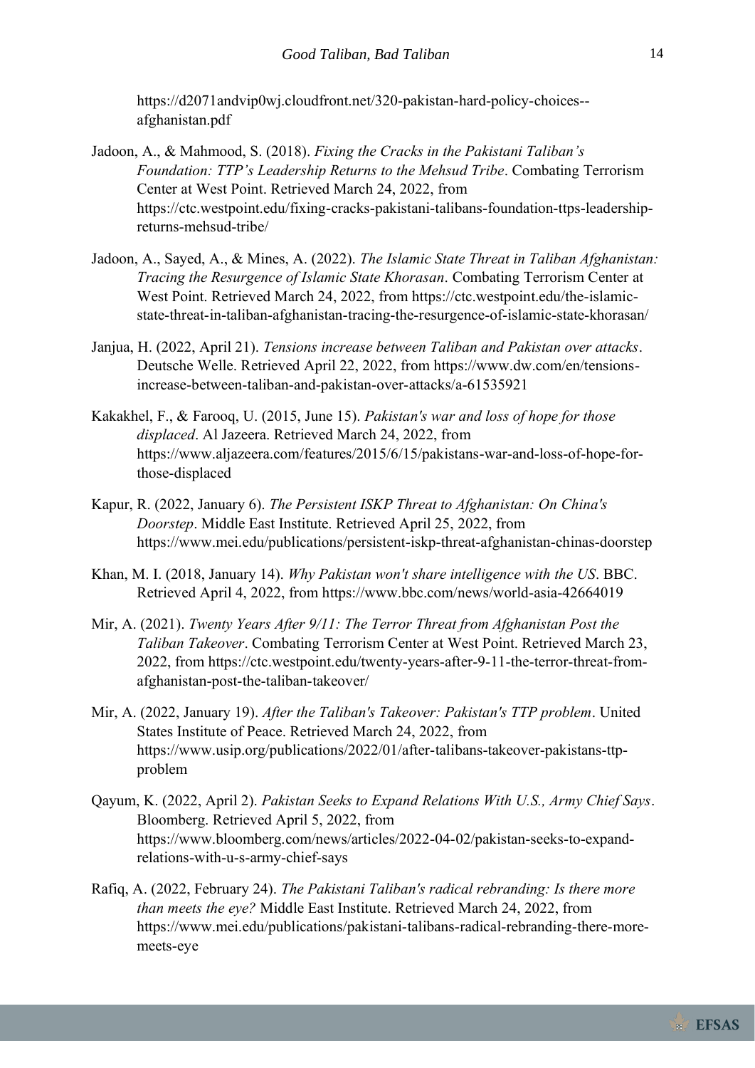https://d2071andvip0wj.cloudfront.net/320-pakistan-hard-policy-choices--afghanistan.pdf

Jadoon, A., & Mahmood, S. (2018). *Fixing the Cracks in the Pakistani Taliban's Foundation: TTP's Leadership Returns to the Mehsud Tribe*. Combating Terrorism Center at West Point. Retrieved March 24, 2022, from https://ctc.westpoint.edu/fixing-cracks-pakistani-talibans-foundation-ttps-leadership-returns-mehsud-tribe/

Jadoon, A., Sayed, A., & Mines, A. (2022). *The Islamic State Threat in Taliban Afghanistan: Tracing the Resurgence of Islamic State Khorasan*. Combating Terrorism Center at West Point. Retrieved March 24, 2022, from https://ctc.westpoint.edu/the-islamic-state-threat-in-taliban-afghanistan-tracing-the-resurgence-of-islamic-state-khorasan/

Janjua, H. (2022, April 21). *Tensions increase between Taliban and Pakistan over attacks*. Deutsche Welle. Retrieved April 22, 2022, from https://www.dw.com/en/tensions-increase-between-taliban-and-pakistan-over-attacks/a-61535921

Kakakhel, F., & Farooq, U. (2015, June 15). *Pakistan's war and loss of hope for those displaced*. Al Jazeera. Retrieved March 24, 2022, from https://www.aljazeera.com/features/2015/6/15/pakistans-war-and-loss-of-hope-for-those-displaced

Kapur, R. (2022, January 6). *The Persistent ISKP Threat to Afghanistan: On China's Doorstep*. Middle East Institute. Retrieved April 25, 2022, from https://www.mei.edu/publications/persistent-iskp-threat-afghanistan-chinas-doorstep

Khan, M. I. (2018, January 14). *Why Pakistan won't share intelligence with the US*. BBC. Retrieved April 4, 2022, from https://www.bbc.com/news/world-asia-42664019

Mir, A. (2021). *Twenty Years After 9/11: The Terror Threat from Afghanistan Post the Taliban Takeover*. Combating Terrorism Center at West Point. Retrieved March 23, 2022, from https://ctc.westpoint.edu/twenty-years-after-9-11-the-terror-threat-from-afghanistan-post-the-taliban-takeover/

Mir, A. (2022, January 19). *After the Taliban's Takeover: Pakistan's TTP problem*. United States Institute of Peace. Retrieved March 24, 2022, from https://www.usip.org/publications/2022/01/after-talibans-takeover-pakistans-ttp-problem

Qayum, K. (2022, April 2). *Pakistan Seeks to Expand Relations With U.S., Army Chief Says*. Bloomberg. Retrieved April 5, 2022, from https://www.bloomberg.com/news/articles/2022-04-02/pakistan-seeks-to-expand-relations-with-u-s-army-chief-says

Rafiq, A. (2022, February 24). *The Pakistani Taliban's radical rebranding: Is there more than meets the eye?* Middle East Institute. Retrieved March 24, 2022, from https://www.mei.edu/publications/pakistani-talibans-radical-rebranding-there-more-meets-eye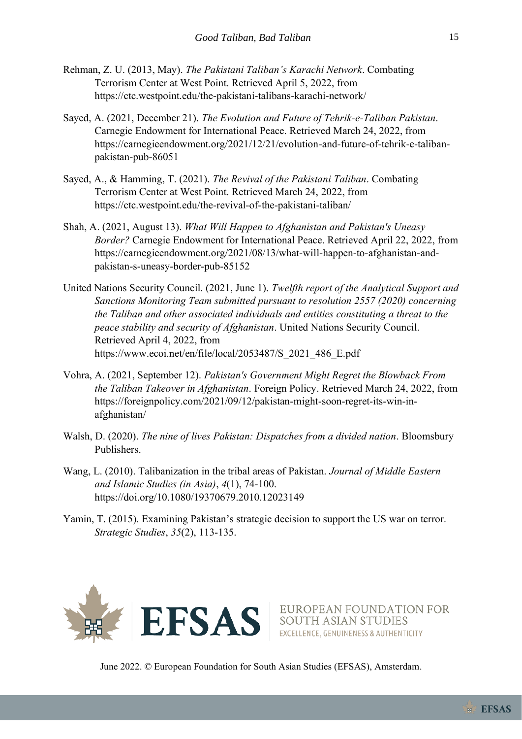Rehman, Z. U. (2013, May). *The Pakistani Taliban's Karachi Network*. Combating Terrorism Center at West Point. Retrieved April 5, 2022, from https://ctc.westpoint.edu/the-pakistani-talibans-karachi-network/

Sayed, A. (2021, December 21). *The Evolution and Future of Tehrik-e-Taliban Pakistan*. Carnegie Endowment for International Peace. Retrieved March 24, 2022, from https://carnegieendowment.org/2021/12/21/evolution-and-future-of-tehrik-e-taliban-pakistan-pub-86051

Sayed, A., & Hamming, T. (2021). *The Revival of the Pakistani Taliban*. Combating Terrorism Center at West Point. Retrieved March 24, 2022, from https://ctc.westpoint.edu/the-revival-of-the-pakistani-taliban/

Shah, A. (2021, August 13). *What Will Happen to Afghanistan and Pakistan's Uneasy Border?* Carnegie Endowment for International Peace. Retrieved April 22, 2022, from https://carnegieendowment.org/2021/08/13/what-will-happen-to-afghanistan-and-pakistan-s-uneasy-border-pub-85152

United Nations Security Council. (2021, June 1). *Twelfth report of the Analytical Support and Sanctions Monitoring Team submitted pursuant to resolution 2557 (2020) concerning the Taliban and other associated individuals and entities constituting a threat to the peace stability and security of Afghanistan*. United Nations Security Council. Retrieved April 4, 2022, from https://www.ecoi.net/en/file/local/2053487/S_2021_486_E.pdf

Vohra, A. (2021, September 12). *Pakistan's Government Might Regret the Blowback From the Taliban Takeover in Afghanistan*. Foreign Policy. Retrieved March 24, 2022, from https://foreignpolicy.com/2021/09/12/pakistan-might-soon-regret-its-win-in-afghanistan/

Walsh, D. (2020). *The nine of lives Pakistan: Dispatches from a divided nation*. Bloomsbury Publishers.

Wang, L. (2010). Talibanization in the tribal areas of Pakistan. *Journal of Middle Eastern and Islamic Studies (in Asia)*, *4*(1), 74-100. https://doi.org/10.1080/19370679.2010.12023149

Yamin, T. (2015). Examining Pakistan's strategic decision to support the US war on terror. *Strategic Studies*, *35*(2), 113-135.

EFSAS EUROPEAN FOUNDATION FOR SOUTH ASIAN STUDIES
EXCELLENCE, GENUINENESS & AUTHENTICITY

June 2022. © European Foundation for South Asian Studies (EFSAS), Amsterdam.